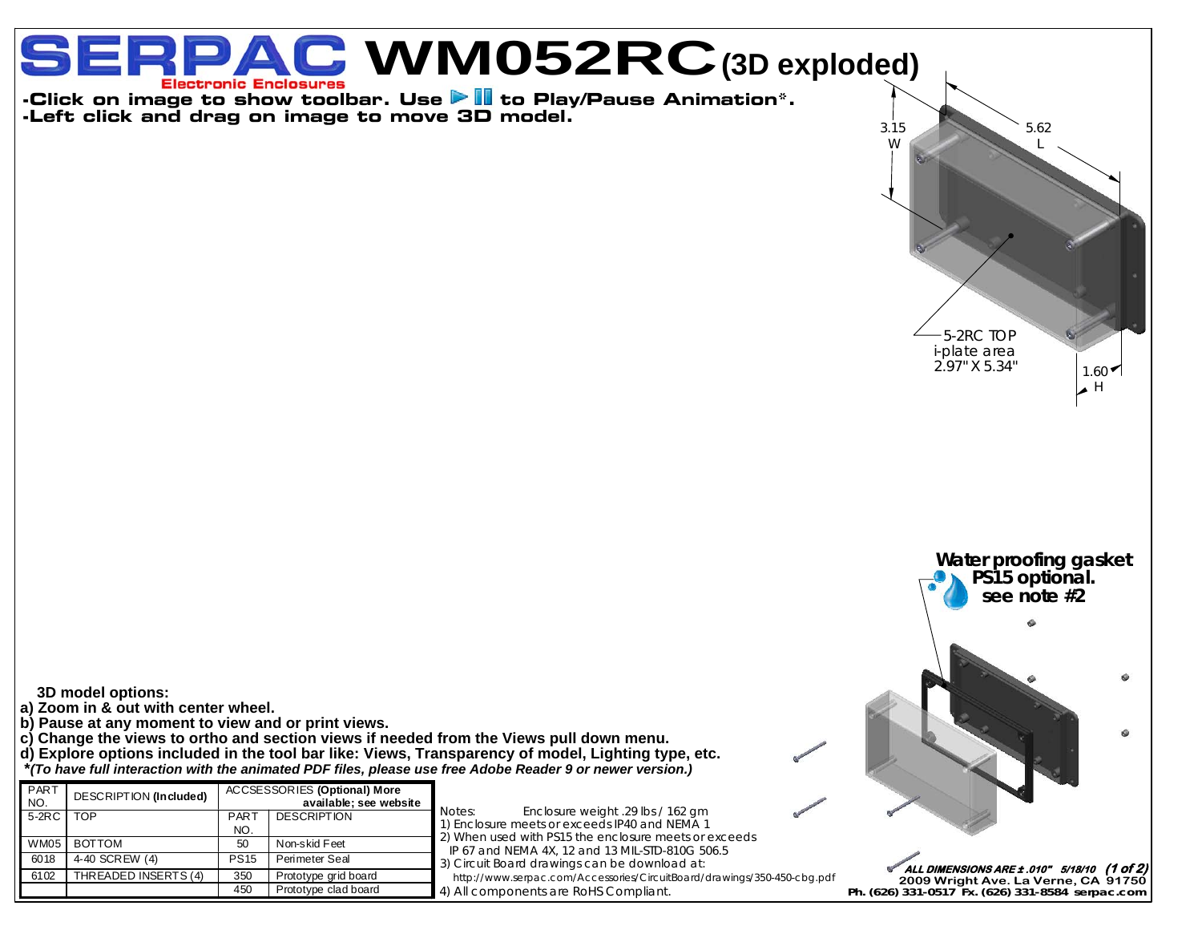# SERPAC WM052RC (3D exploded)

Electronic Enclosures

**-Click on image to show toolbar. Use ▶ ⏸ to Play/Pause Animation\*.**
**-Left click and drag on image to move 3D model.**

3.15 W

5.62 L

1.60 H

5-2RC TOP i-plate area 2.97" X 5.34"

**Water proofing gasket PS15 optional. see note #2**

**3D model options:**

**a) Zoom in & out with center wheel.**
**b) Pause at any moment to view and or print views.**
**c) Change the views to ortho and section views if needed from the Views pull down menu.**
**d) Explore options included in the tool bar like: Views, Transparency of model, Lighting type, etc.**
***\*(To have full interaction with the animated PDF files, please use free Adobe Reader 9 or newer version.)***

| PART NO. | DESCRIPTION **(Included)** | ACCSESSORIES **(Optional) More available; see website** | |
|---|---|---|---|
| 5-2RC | TOP | PART NO. | DESCRIPTION |
| WM05 | BOTTOM | 50 | Non-skid Feet |
| 6018 | 4-40 SCREW (4) | PS15 | Perimeter Seal |
| 6102 | THREADED INSERTS (4) | 350 | Prototype grid board |
| | | 450 | Prototype clad board |

Notes: Enclosure weight .29 lbs / 162 gm
1) Enclosure meets or exceeds IP40 and NEMA 1
2) When used with PS15 the enclosure meets or exceeds IP 67 and NEMA 4X, 12 and 13 MIL-STD-810G 506.5
3) Circuit Board drawings can be download at: http://www.serpac.com/Accessories/CircuitBoard/drawings/350-450-cbg.pdf
4) All components are RoHS Compliant.

***ALL DIMENSIONS ARE ± .010" 5/18/10***

**2009 Wright Ave. La Verne, CA 91750**
**Ph. (626) 331-0517 Fx. (626) 331-8584 serpac.com**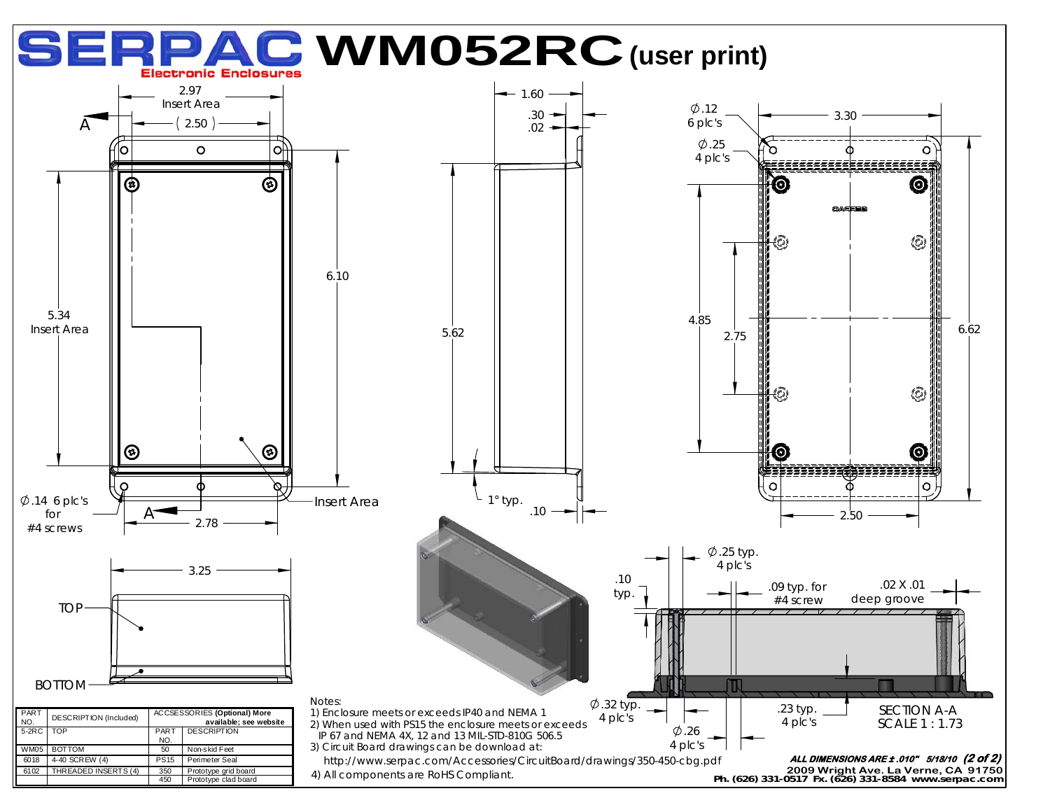# SERPAC WM052RC (user print)

Electronic Enclosures

2.97
Insert Area
( 2.50 )
A

5.34
Insert Area

6.10

Ø.14 6 plc's
for
#4 screws

A
2.78

Insert Area

1.60
.30
.02

5.62

1° typ.
.10

Ø.12
6 plc's
Ø.25
4 plc's
3.30

4.85
2.75
6.62
2.50

3.25
TOP
BOTTOM

Ø.25 typ.
4 plc's
.10
typ.
.09 typ. for
#4 screw
.02 X .01
deep groove
Ø.32 typ.
4 plc's
Ø.26
4 plc's
.23 typ.
4 plc's

SECTION A-A
SCALE 1 : 1.73

| PART NO. | DESCRIPTION (Included) | ACCSESSORIES (Optional) More available; see website | |
|---|---|---|---|
| | | PART NO. | DESCRIPTION |
| 5-2RC | TOP | | |
| WM05 | BOTTOM | 50 | Non-skid Feet |
| 6018 | 4-40 SCREW (4) | PS15 | Perimeter Seal |
| 6102 | THREADED INSERTS (4) | 350 | Prototype grid board |
| | | 450 | Prototype clad board |

Notes:
1) Enclosure meets or exceeds IP40 and NEMA 1
2) When used with PS15 the enclosure meets or exceeds IP 67 and NEMA 4X, 12 and 13 MIL-STD-810G 506.5
3) Circuit Board drawings can be download at:
http://www.serpac.com/Accessories/CircuitBoard/drawings/350-450-cbg.pdf
4) All components are RoHS Compliant.

*ALL DIMENSIONS ARE ± .010" 5/18/10*

2009 Wright Ave. La Verne, CA 91750
Ph. (626) 331-0517 Fx. (626) 331-8584 www.serpac.com